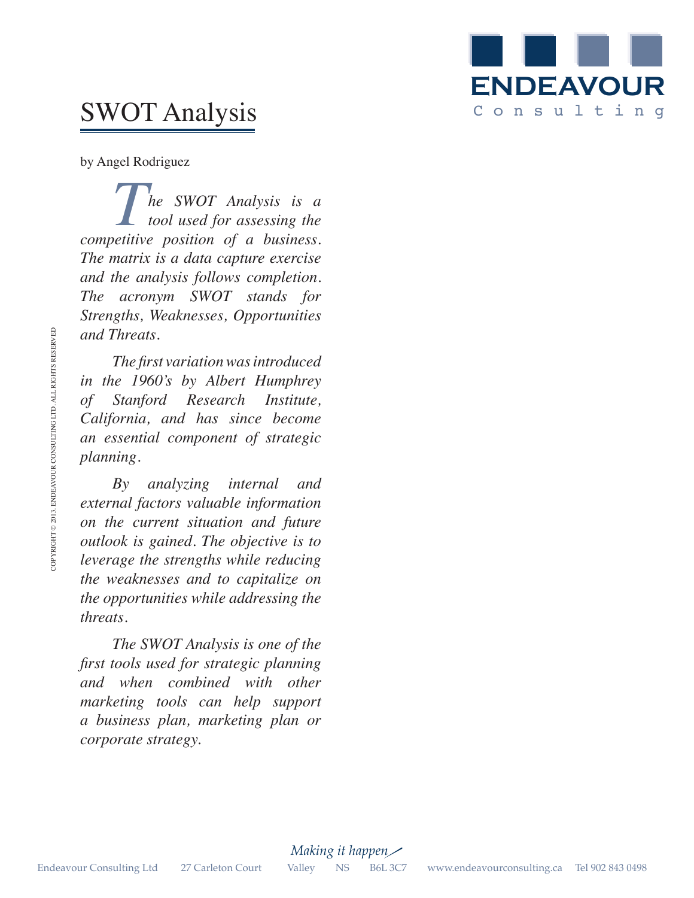# SWOT Analysis

by Angel Rodriguez

*The SWOT Analysis is a tool used for assessing the competitive position of a business. The matrix is a data capture exercise and the analysis follows completion. The acronym SWOT stands for Strengths, Weaknesses, Opportunities and Threats.*

*The first variation was introduced in the 1960's by Albert Humphrey of Stanford Research Institute, California, and has since become an essential component of strategic planning.*

*By analyzing internal and external factors valuable information on the current situation and future outlook is gained. The objective is to leverage the strengths while reducing the weaknesses and to capitalize on the opportunities while addressing the threats.*

*The SWOT Analysis is one of the first tools used for strategic planning and when combined with other marketing tools can help support a business plan, marketing plan or corporate strategy.*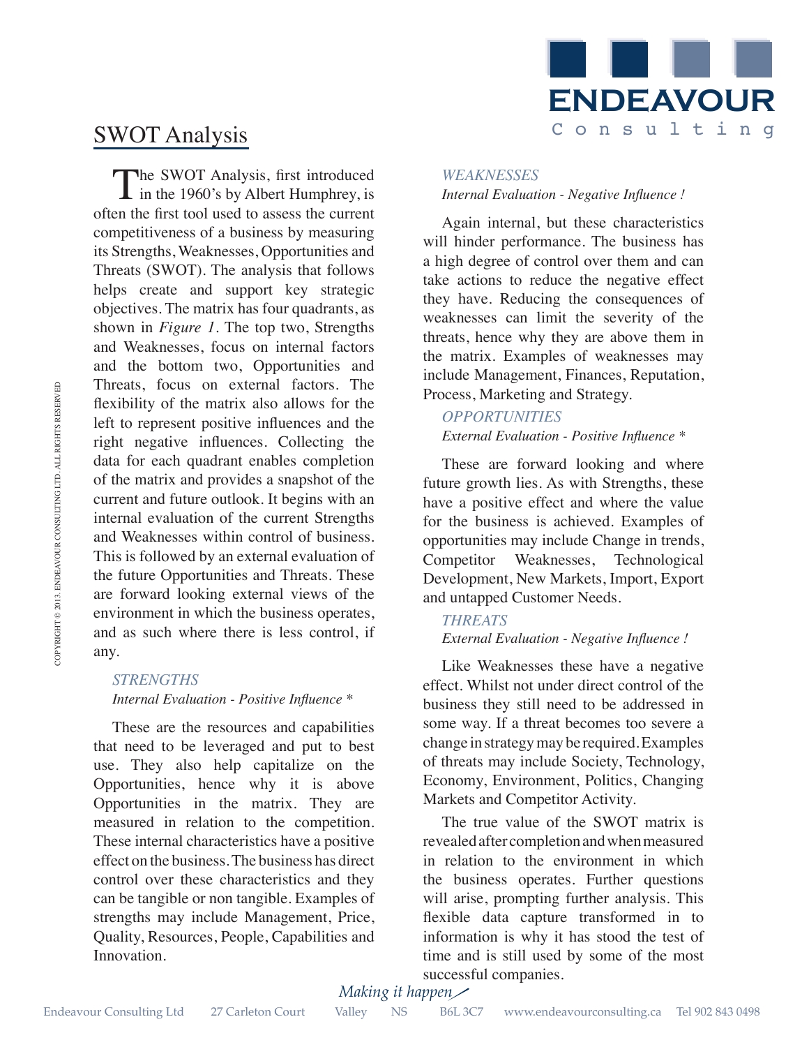# SWOT Analysis

The SWOT Analysis, first introduced in the 1960's by Albert Humphrey, is often the first tool used to assess the current competitiveness of a business by measuring its Strengths, Weaknesses, Opportunities and Threats (SWOT). The analysis that follows helps create and support key strategic objectives. The matrix has four quadrants, as shown in *Figure 1*. The top two, Strengths and Weaknesses, focus on internal factors and the bottom two, Opportunities and Threats, focus on external factors. The flexibility of the matrix also allows for the left to represent positive influences and the right negative influences. Collecting the data for each quadrant enables completion of the matrix and provides a snapshot of the current and future outlook. It begins with an internal evaluation of the current Strengths and Weaknesses within control of business. This is followed by an external evaluation of the future Opportunities and Threats. These are forward looking external views of the environment in which the business operates, and as such where there is less control, if any.

### *STRENGTHS*

*Internal Evaluation - Positive Influence \**

These are the resources and capabilities that need to be leveraged and put to best use. They also help capitalize on the Opportunities, hence why it is above Opportunities in the matrix. They are measured in relation to the competition. These internal characteristics have a positive effect on the business. The business has direct control over these characteristics and they can be tangible or non tangible. Examples of strengths may include Management, Price, Quality, Resources, People, Capabilities and Innovation.

### *WEAKNESSES*

*Internal Evaluation - Negative Influence !*

Again internal, but these characteristics will hinder performance. The business has a high degree of control over them and can take actions to reduce the negative effect they have. Reducing the consequences of weaknesses can limit the severity of the threats, hence why they are above them in the matrix. Examples of weaknesses may include Management, Finances, Reputation, Process, Marketing and Strategy.

### *OPPORTUNITIES*

*External Evaluation - Positive Influence \**

These are forward looking and where future growth lies. As with Strengths, these have a positive effect and where the value for the business is achieved. Examples of opportunities may include Change in trends, Competitor Weaknesses, Technological Development, New Markets, Import, Export and untapped Customer Needs.

### *THREATS*

*External Evaluation - Negative Influence !*

Like Weaknesses these have a negative effect. Whilst not under direct control of the business they still need to be addressed in some way. If a threat becomes too severe a change in strategy may be required. Examples of threats may include Society, Technology, Economy, Environment, Politics, Changing Markets and Competitor Activity.

The true value of the SWOT matrix is revealed after completion and when measured in relation to the environment in which the business operates. Further questions will arise, prompting further analysis. This flexible data capture transformed in to information is why it has stood the test of time and is still used by some of the most successful companies.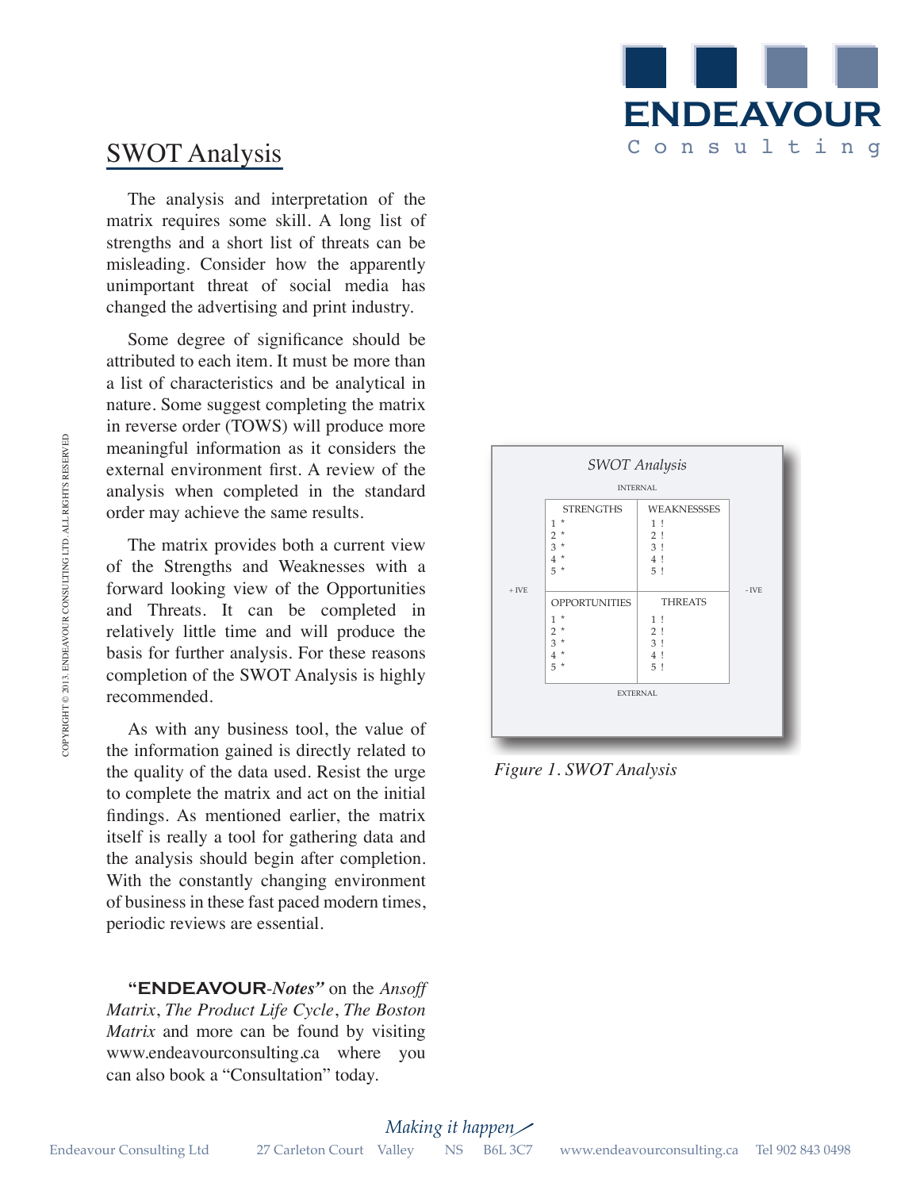## SWOT Analysis

The analysis and interpretation of the matrix requires some skill. A long list of strengths and a short list of threats can be misleading. Consider how the apparently unimportant threat of social media has changed the advertising and print industry.

Some degree of significance should be attributed to each item. It must be more than a list of characteristics and be analytical in nature. Some suggest completing the matrix in reverse order (TOWS) will produce more meaningful information as it considers the external environment first. A review of the analysis when completed in the standard order may achieve the same results.

The matrix provides both a current view of the Strengths and Weaknesses with a forward looking view of the Opportunities and Threats. It can be completed in relatively little time and will produce the basis for further analysis. For these reasons completion of the SWOT Analysis is highly recommended.

As with any business tool, the value of the information gained is directly related to the quality of the data used. Resist the urge to complete the matrix and act on the initial findings. As mentioned earlier, the matrix itself is really a tool for gathering data and the analysis should begin after completion. With the constantly changing environment of business in these fast paced modern times, periodic reviews are essential.

*SWOT Analysis*

INTERNAL

+ IVE

| STRENGTHS | WEAKNESSSES |
|---|---|
| 1 * | 1 ! |
| 2 * | 2 ! |
| 3 * | 3 ! |
| 4 * | 4 ! |
| 5 * | 5 ! |
| **OPPORTUNITIES** | **THREATS** |
| 1 * | 1 ! |
| 2 * | 2 ! |
| 3 * | 3 ! |
| 4 * | 4 ! |
| 5 * | 5 ! |

- IVE

EXTERNAL

*Figure 1. SWOT Analysis*

"**ENDEAVOUR**-*Notes"* on the *Ansoff Matrix*, *The Product Life Cycle*, *The Boston Matrix* and more can be found by visiting www.endeavourconsulting.ca where you can also book a "Consultation" today.

COPYRIGHT © 2013. ENDEAVOUR CONSULTING LTD. ALL RIGHTS RESERVED